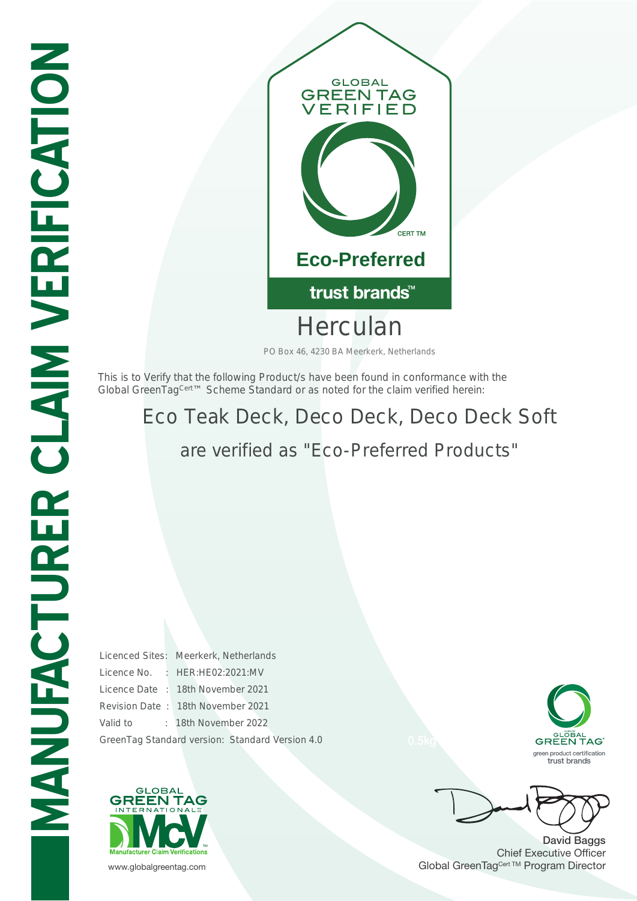# MANUFACTURER CLAIM VERIFICATION

GLOBAL GREEN TAG VERIFIED

CERT TM

**Eco-Preferred**

**trust brands™**

# Herculan

PO Box 46, 4230 BA Meerkerk, Netherlands

This is to Verify that the following Product/s have been found in conformance with the Global GreenTag$^{Cert™}$ Scheme Standard or as noted for the claim verified herein:

## Eco Teak Deck, Deco Deck, Deco Deck Soft

### are verified as "Eco-Preferred Products"

Licenced Sites: Meerkerk, Netherlands
Licence No. : HER:HE02:2021:MV
Licence Date : 18th November 2021
Revision Date : 18th November 2021
Valid to : 18th November 2022
GreenTag Standard version: Standard Version 4.0

0.5kg

GLOBAL GREEN TAG®
green product certification
trust brands

GLOBAL GREEN TAG INTERNATIONAL™
McV
Manufacturer Claim Verifications™

www.globalgreentag.com

**David Baggs**
Chief Executive Officer
Global GreenTag$^{Cert™}$ Program Director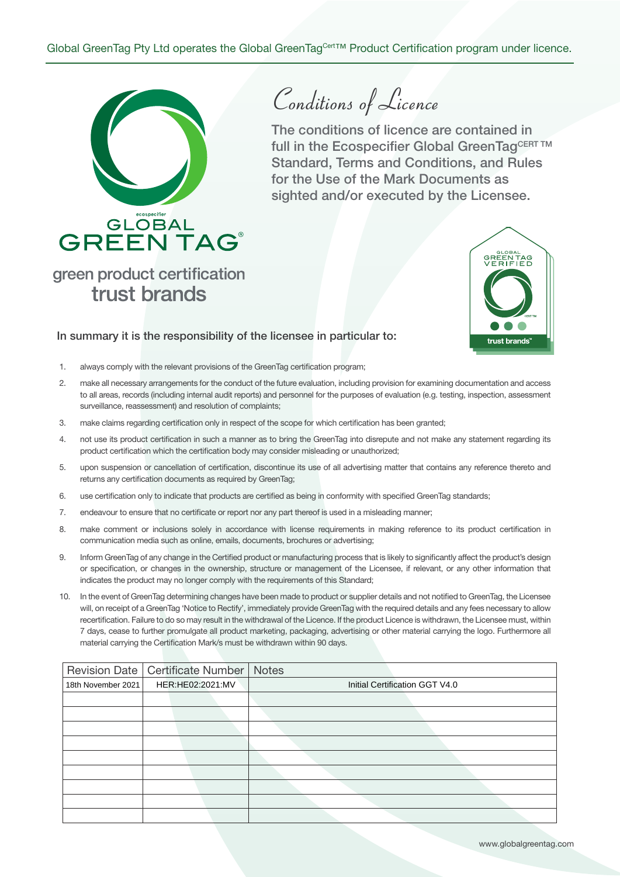Global GreenTag Pty Ltd operates the Global GreenTag[Cert™] Product Certification program under licence.

ecospecifier
GLOBAL
GREEN TAG®

green product certification
trust brands

# Conditions of Licence

**The conditions of licence are contained in full in the Ecospecifier Global GreenTag[CERT TM] Standard, Terms and Conditions, and Rules for the Use of the Mark Documents as sighted and/or executed by the Licensee.**

GLOBAL
GREEN TAG
VERIFIED
CERT TM
trust brands™

### In summary it is the responsibility of the licensee in particular to:

1. always comply with the relevant provisions of the GreenTag certification program;
2. make all necessary arrangements for the conduct of the future evaluation, including provision for examining documentation and access to all areas, records (including internal audit reports) and personnel for the purposes of evaluation (e.g. testing, inspection, assessment surveillance, reassessment) and resolution of complaints;
3. make claims regarding certification only in respect of the scope for which certification has been granted;
4. not use its product certification in such a manner as to bring the GreenTag into disrepute and not make any statement regarding its product certification which the certification body may consider misleading or unauthorized;
5. upon suspension or cancellation of certification, discontinue its use of all advertising matter that contains any reference thereto and returns any certification documents as required by GreenTag;
6. use certification only to indicate that products are certified as being in conformity with specified GreenTag standards;
7. endeavour to ensure that no certificate or report nor any part thereof is used in a misleading manner;
8. make comment or inclusions solely in accordance with license requirements in making reference to its product certification in communication media such as online, emails, documents, brochures or advertising;
9. Inform GreenTag of any change in the Certified product or manufacturing process that is likely to significantly affect the product's design or specification, or changes in the ownership, structure or management of the Licensee, if relevant, or any other information that indicates the product may no longer comply with the requirements of this Standard;
10. In the event of GreenTag determining changes have been made to product or supplier details and not notified to GreenTag, the Licensee will, on receipt of a GreenTag 'Notice to Rectify', immediately provide GreenTag with the required details and any fees necessary to allow recertification. Failure to do so may result in the withdrawal of the Licence. If the product Licence is withdrawn, the Licensee must, within 7 days, cease to further promulgate all product marketing, packaging, advertising or other material carrying the logo. Furthermore all material carrying the Certification Mark/s must be withdrawn within 90 days.

| Revision Date | Certificate Number | Notes |
|---|---|---|
| 18th November 2021 | HER:HE02:2021:MV | Initial Certification GGT V4.0 |
| | | |
| | | |
| | | |
| | | |
| | | |
| | | |
| | | |
| | | |
| | | |

www.globalgreentag.com